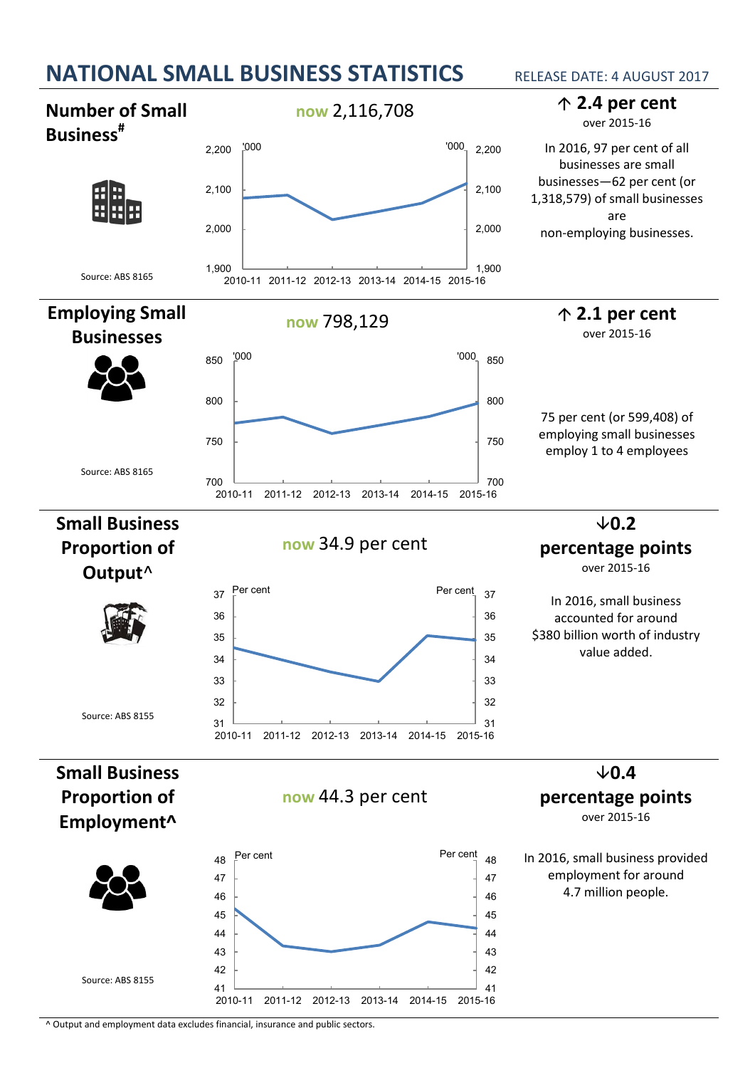# NATIONAL SMALL BUSINESS STATISTICS

RELEASE DATE: 4 AUGUST 2017

## Number of Small Business#

**now** 2,116,708

**↑ 2.4 per cent**

over 2015-16

In 2016, 97 per cent of all businesses are small businesses—62 per cent (or 1,318,579) of small businesses are non-employing businesses.

Source: ABS 8165

## Employing Small Businesses

**now** 798,129

**↑ 2.1 per cent**

over 2015-16

75 per cent (or 599,408) of employing small businesses employ 1 to 4 employees

Source: ABS 8165

## Small Business Proportion of Output^

**now** 34.9 per cent

**↓0.2 percentage points**

over 2015-16

In 2016, small business accounted for around $380 billion worth of industry value added.

Source: ABS 8155

## Small Business Proportion of Employment^

**now** 44.3 per cent

**↓0.4 percentage points**

over 2015-16

In 2016, small business provided employment for around 4.7 million people.

Source: ABS 8155

^ Output and employment data excludes financial, insurance and public sectors.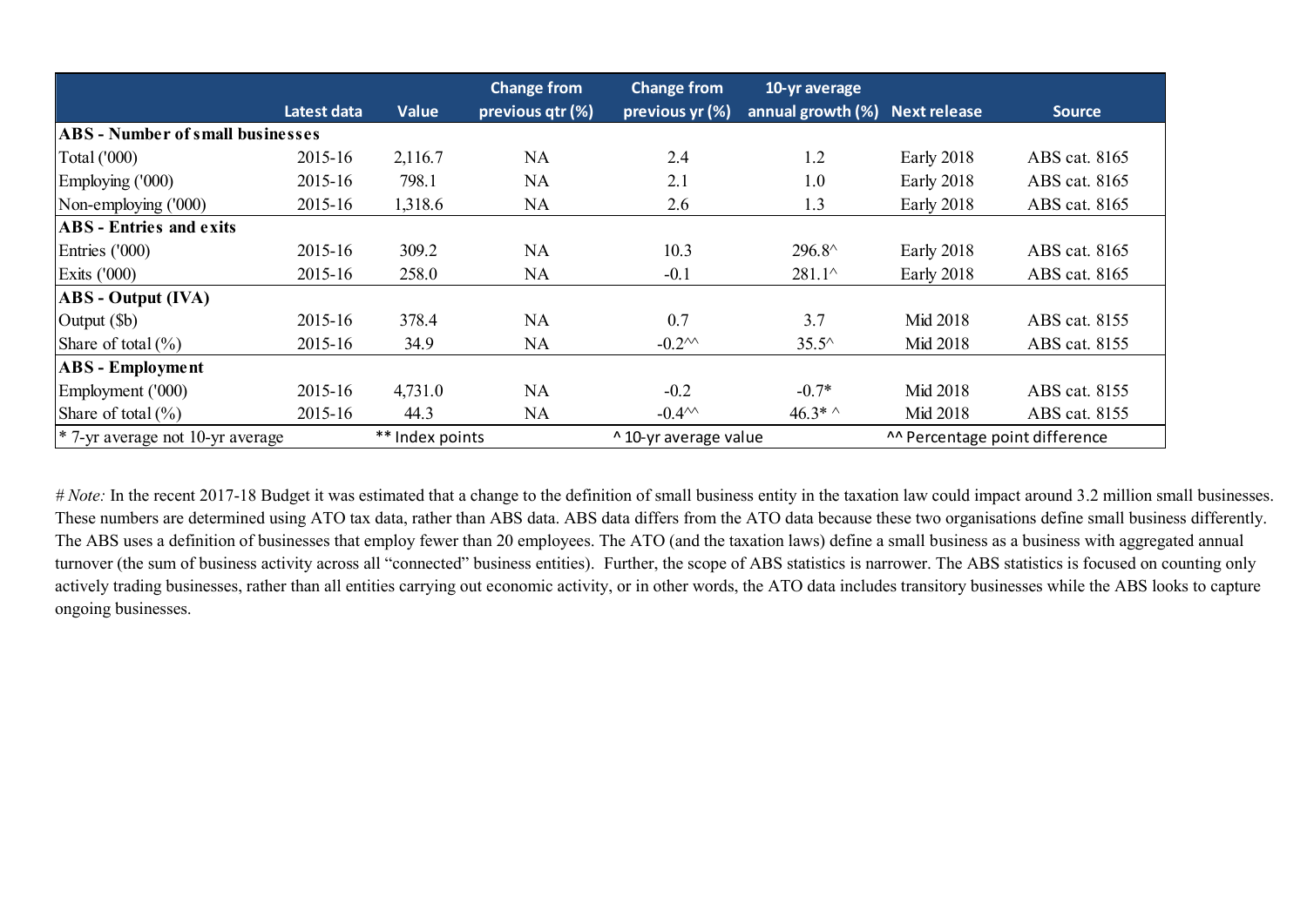| | Latest data | Value | Change from previous qtr (%) | Change from previous yr (%) | 10-yr average annual growth (%) | Next release | Source |
|---|---|---|---|---|---|---|---|
| **ABS - Number of small businesses** | | | | | | | |
| Total ('000) | 2015-16 | 2,116.7 | NA | 2.4 | 1.2 | Early 2018 | ABS cat. 8165 |
| Employing ('000) | 2015-16 | 798.1 | NA | 2.1 | 1.0 | Early 2018 | ABS cat. 8165 |
| Non-employing ('000) | 2015-16 | 1,318.6 | NA | 2.6 | 1.3 | Early 2018 | ABS cat. 8165 |
| **ABS - Entries and exits** | | | | | | | |
| Entries ('000) | 2015-16 | 309.2 | NA | 10.3 | 296.8^ | Early 2018 | ABS cat. 8165 |
| Exits ('000) | 2015-16 | 258.0 | NA | -0.1 | 281.1^ | Early 2018 | ABS cat. 8165 |
| **ABS - Output (IVA)** | | | | | | | |
| Output ($b) | 2015-16 | 378.4 | NA | 0.7 | 3.7 | Mid 2018 | ABS cat. 8155 |
| Share of total (%) | 2015-16 | 34.9 | NA | -0.2^^ | 35.5^ | Mid 2018 | ABS cat. 8155 |
| **ABS - Employment** | | | | | | | |
| Employment ('000) | 2015-16 | 4,731.0 | NA | -0.2 | -0.7* | Mid 2018 | ABS cat. 8155 |
| Share of total (%) | 2015-16 | 44.3 | NA | -0.4^^ | 46.3* ^ | Mid 2018 | ABS cat. 8155 |
| * 7-yr average not 10-yr average | | ** Index points | | ^ 10-yr average value | | ^^ Percentage point difference | |

# *Note:* In the recent 2017-18 Budget it was estimated that a change to the definition of small business entity in the taxation law could impact around 3.2 million small businesses. These numbers are determined using ATO tax data, rather than ABS data. ABS data differs from the ATO data because these two organisations define small business differently. The ABS uses a definition of businesses that employ fewer than 20 employees. The ATO (and the taxation laws) define a small business as a business with aggregated annual turnover (the sum of business activity across all "connected" business entities). Further, the scope of ABS statistics is narrower. The ABS statistics is focused on counting only actively trading businesses, rather than all entities carrying out economic activity, or in other words, the ATO data includes transitory businesses while the ABS looks to capture ongoing businesses.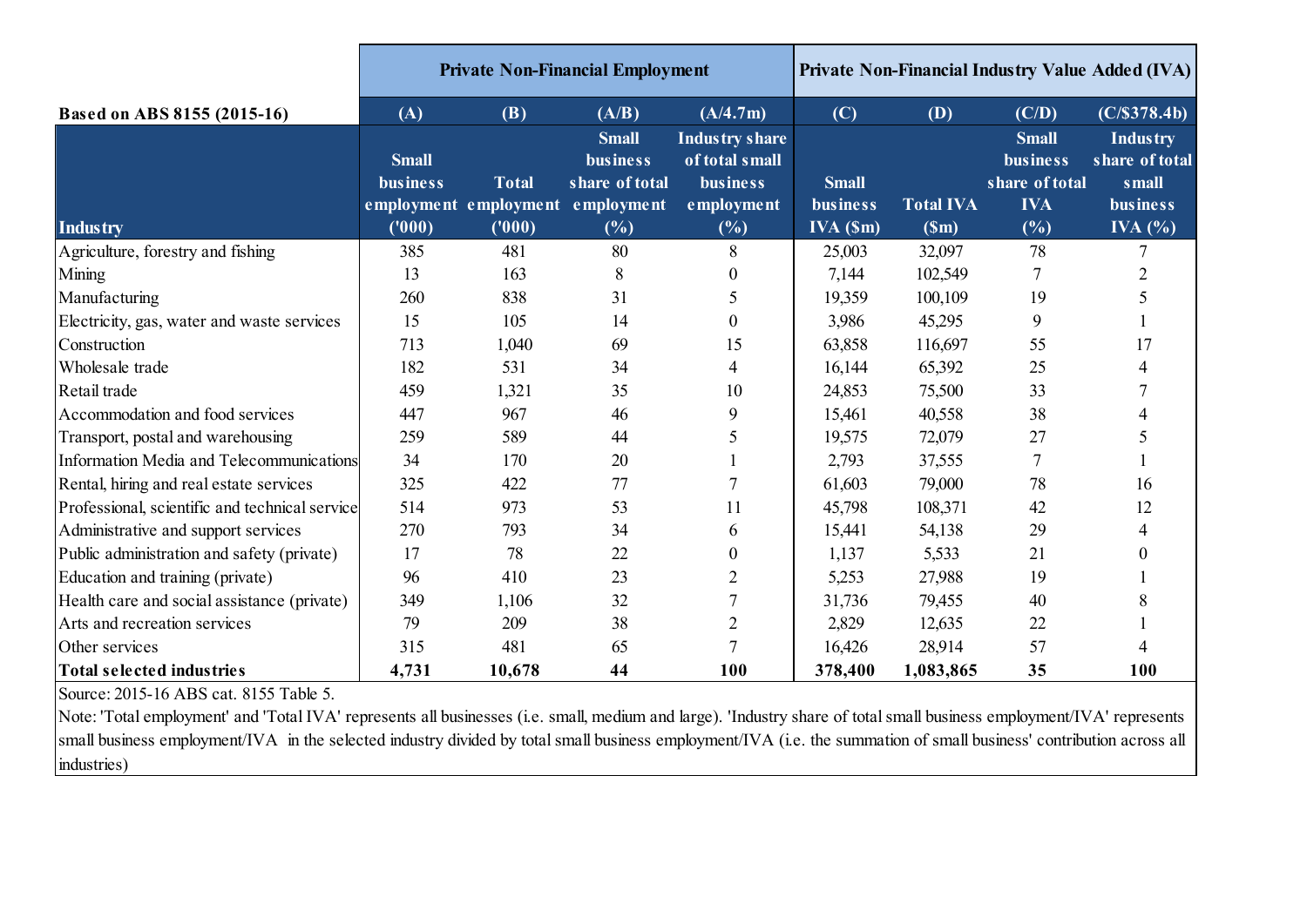| Based on ABS 8155 (2015-16) | Private Non-Financial Employment | | | | Private Non-Financial Industry Value Added (IVA) | | | |
|---|---|---|---|---|---|---|---|---|
| | (A) | (B) | (A/B) | (A/4.7m) | (C) | (D) | (C/D) | (C/$378.4b) |
| Industry | Small business employment ('000) | Total employment ('000) | Small business share of total employment (%) | Industry share of total small business employment (%) | Small business IVA ($m) | Total IVA ($m) | Small business share of total IVA (%) | Industry share of total small business IVA (%) |
| Agriculture, forestry and fishing | 385 | 481 | 80 | 8 | 25,003 | 32,097 | 78 | 7 |
| Mining | 13 | 163 | 8 | 0 | 7,144 | 102,549 | 7 | 2 |
| Manufacturing | 260 | 838 | 31 | 5 | 19,359 | 100,109 | 19 | 5 |
| Electricity, gas, water and waste services | 15 | 105 | 14 | 0 | 3,986 | 45,295 | 9 | 1 |
| Construction | 713 | 1,040 | 69 | 15 | 63,858 | 116,697 | 55 | 17 |
| Wholesale trade | 182 | 531 | 34 | 4 | 16,144 | 65,392 | 25 | 4 |
| Retail trade | 459 | 1,321 | 35 | 10 | 24,853 | 75,500 | 33 | 7 |
| Accommodation and food services | 447 | 967 | 46 | 9 | 15,461 | 40,558 | 38 | 4 |
| Transport, postal and warehousing | 259 | 589 | 44 | 5 | 19,575 | 72,079 | 27 | 5 |
| Information Media and Telecommunications | 34 | 170 | 20 | 1 | 2,793 | 37,555 | 7 | 1 |
| Rental, hiring and real estate services | 325 | 422 | 77 | 7 | 61,603 | 79,000 | 78 | 16 |
| Professional, scientific and technical service | 514 | 973 | 53 | 11 | 45,798 | 108,371 | 42 | 12 |
| Administrative and support services | 270 | 793 | 34 | 6 | 15,441 | 54,138 | 29 | 4 |
| Public administration and safety (private) | 17 | 78 | 22 | 0 | 1,137 | 5,533 | 21 | 0 |
| Education and training (private) | 96 | 410 | 23 | 2 | 5,253 | 27,988 | 19 | 1 |
| Health care and social assistance (private) | 349 | 1,106 | 32 | 7 | 31,736 | 79,455 | 40 | 8 |
| Arts and recreation services | 79 | 209 | 38 | 2 | 2,829 | 12,635 | 22 | 1 |
| Other services | 315 | 481 | 65 | 7 | 16,426 | 28,914 | 57 | 4 |
| **Total selected industries** | **4,731** | **10,678** | **44** | **100** | **378,400** | **1,083,865** | **35** | **100** |

Source: 2015-16 ABS cat. 8155 Table 5.

Note: 'Total employment' and 'Total IVA' represents all businesses (i.e. small, medium and large). 'Industry share of total small business employment/IVA' represents small business employment/IVA in the selected industry divided by total small business employment/IVA (i.e. the summation of small business' contribution across all industries)